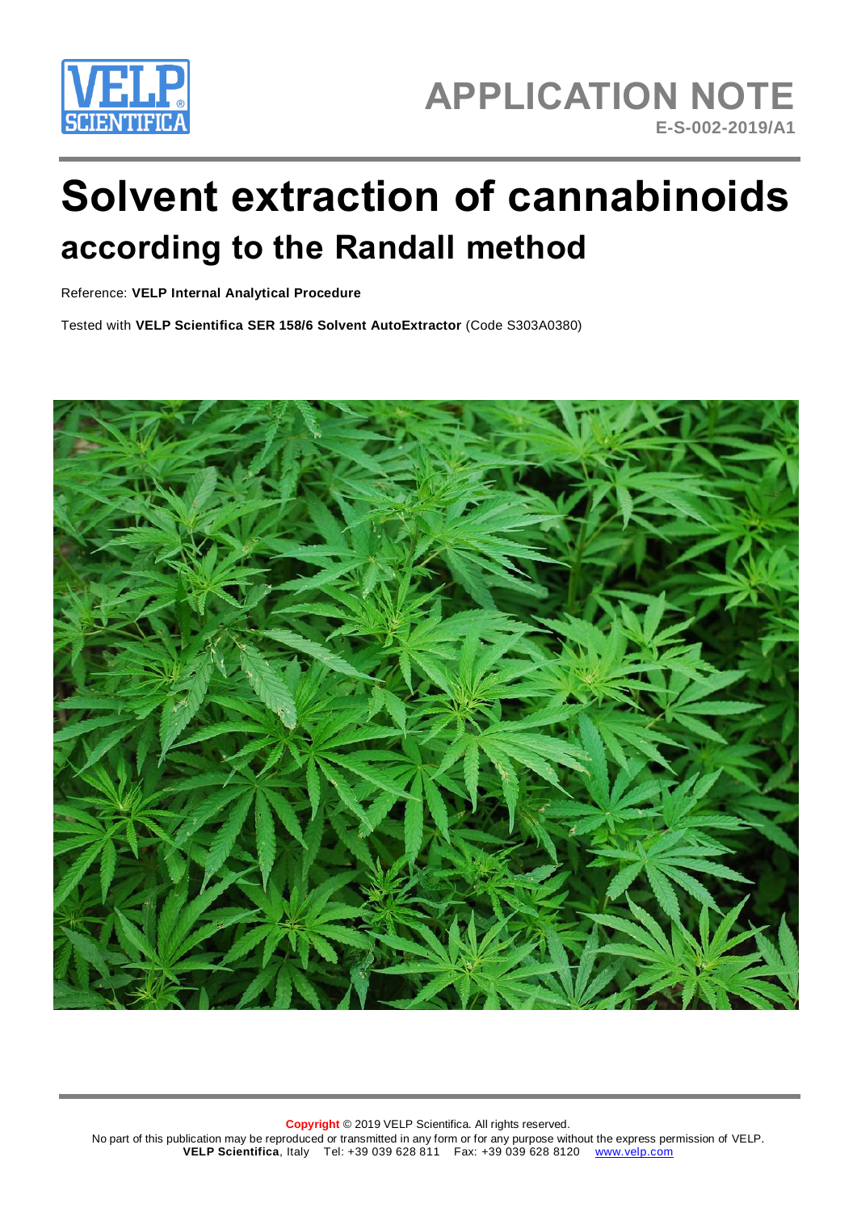APPLICATION NOTE

E-S-002-2019/A1

# Solvent extraction of cannabinoids

## according to the Randall method

Reference: **VELP Internal Analytical Procedure**

Tested with **VELP Scientifica SER 158/6 Solvent AutoExtractor** (Code S303A0380)

**Copyright** © 2019 VELP Scientifica. All rights reserved.
No part of this publication may be reproduced or transmitted in any form or for any purpose without the express permission of VELP.
**VELP Scientifica**, Italy Tel: +39 039 628 811 Fax: +39 039 628 8120 www.velp.com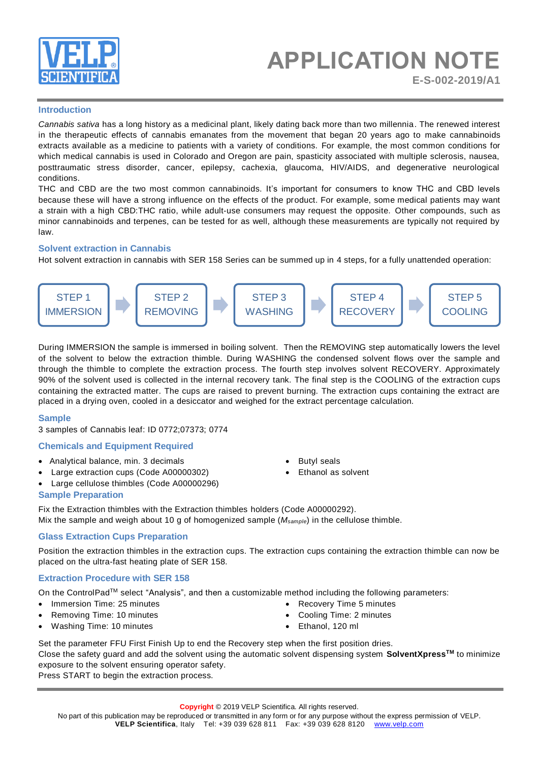# APPLICATION NOTE

E-S-002-2019/A1

## Introduction

*Cannabis sativa* has a long history as a medicinal plant, likely dating back more than two millennia. The renewed interest in the therapeutic effects of cannabis emanates from the movement that began 20 years ago to make cannabinoids extracts available as a medicine to patients with a variety of conditions. For example, the most common conditions for which medical cannabis is used in Colorado and Oregon are pain, spasticity associated with multiple sclerosis, nausea, posttraumatic stress disorder, cancer, epilepsy, cachexia, glaucoma, HIV/AIDS, and degenerative neurological conditions.

THC and CBD are the two most common cannabinoids. It's important for consumers to know THC and CBD levels because these will have a strong influence on the effects of the product. For example, some medical patients may want a strain with a high CBD:THC ratio, while adult-use consumers may request the opposite. Other compounds, such as minor cannabinoids and terpenes, can be tested for as well, although these measurements are typically not required by law.

## Solvent extraction in Cannabis

Hot solvent extraction in cannabis with SER 158 Series can be summed up in 4 steps, for a fully unattended operation:

STEP 1 IMMERSION → STEP 2 REMOVING → STEP 3 WASHING → STEP 4 RECOVERY → STEP 5 COOLING

During IMMERSION the sample is immersed in boiling solvent. Then the REMOVING step automatically lowers the level of the solvent to below the extraction thimble. During WASHING the condensed solvent flows over the sample and through the thimble to complete the extraction process. The fourth step involves solvent RECOVERY. Approximately 90% of the solvent used is collected in the internal recovery tank. The final step is the COOLING of the extraction cups containing the extracted matter. The cups are raised to prevent burning. The extraction cups containing the extract are placed in a drying oven, cooled in a desiccator and weighed for the extract percentage calculation.

## Sample

3 samples of Cannabis leaf: ID 0772;07373; 0774

## Chemicals and Equipment Required

- Analytical balance, min. 3 decimals
- Large extraction cups (Code A00000302)
- Large cellulose thimbles (Code A00000296)
- Butyl seals
- Ethanol as solvent

## Sample Preparation

Fix the Extraction thimbles with the Extraction thimbles holders (Code A00000292).
Mix the sample and weigh about 10 g of homogenized sample ($M_{sample}$) in the cellulose thimble.

## Glass Extraction Cups Preparation

Position the extraction thimbles in the extraction cups. The extraction cups containing the extraction thimble can now be placed on the ultra-fast heating plate of SER 158.

## Extraction Procedure with SER 158

On the ControlPad™ select "Analysis", and then a customizable method including the following parameters:

- Immersion Time: 25 minutes
- Removing Time: 10 minutes
- Washing Time: 10 minutes
- Recovery Time 5 minutes
- Cooling Time: 2 minutes
- Ethanol, 120 ml

Set the parameter FFU First Finish Up to end the Recovery step when the first position dries.
Close the safety guard and add the solvent using the automatic solvent dispensing system **SolventXpress™** to minimize exposure to the solvent ensuring operator safety.
Press START to begin the extraction process.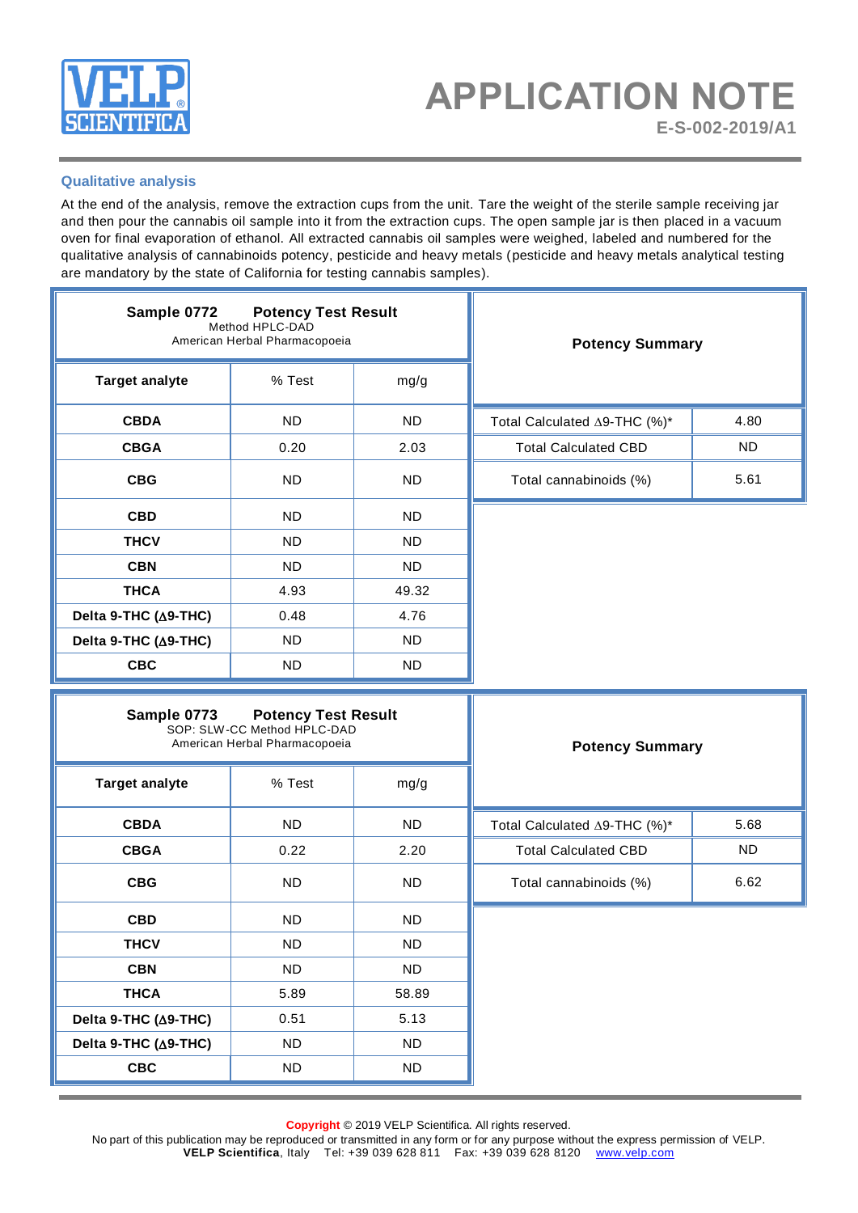### Qualitative analysis

At the end of the analysis, remove the extraction cups from the unit. Tare the weight of the sterile sample receiving jar and then pour the cannabis oil sample into it from the extraction cups. The open sample jar is then placed in a vacuum oven for final evaporation of ethanol. All extracted cannabis oil samples were weighed, labeled and numbered for the qualitative analysis of cannabinoids potency, pesticide and heavy metals (pesticide and heavy metals analytical testing are mandatory by the state of California for testing cannabis samples).

**Sample 0772 — Potency Test Result**
Method HPLC-DAD
American Herbal Pharmacopoeia

| Target analyte | % Test | mg/g |
|---|---|---|
| **CBDA** | ND | ND |
| **CBGA** | 0.20 | 2.03 |
| **CBG** | ND | ND |
| **CBD** | ND | ND |
| **THCV** | ND | ND |
| **CBN** | ND | ND |
| **THCA** | 4.93 | 49.32 |
| **Delta 9-THC (Δ9-THC)** | 0.48 | 4.76 |
| **Delta 9-THC (Δ9-THC)** | ND | ND |
| **CBC** | ND | ND |

| **Potency Summary** | |
|---|---|
| Total Calculated Δ9-THC (%)* | 4.80 |
| Total Calculated CBD | ND |
| Total cannabinoids (%) | 5.61 |

**Sample 0773 — Potency Test Result**
SOP: SLW-CC Method HPLC-DAD
American Herbal Pharmacopoeia

| Target analyte | % Test | mg/g |
|---|---|---|
| **CBDA** | ND | ND |
| **CBGA** | 0.22 | 2.20 |
| **CBG** | ND | ND |
| **CBD** | ND | ND |
| **THCV** | ND | ND |
| **CBN** | ND | ND |
| **THCA** | 5.89 | 58.89 |
| **Delta 9-THC (Δ9-THC)** | 0.51 | 5.13 |
| **Delta 9-THC (Δ9-THC)** | ND | ND |
| **CBC** | ND | ND |

| **Potency Summary** | |
|---|---|
| Total Calculated Δ9-THC (%)* | 5.68 |
| Total Calculated CBD | ND |
| Total cannabinoids (%) | 6.62 |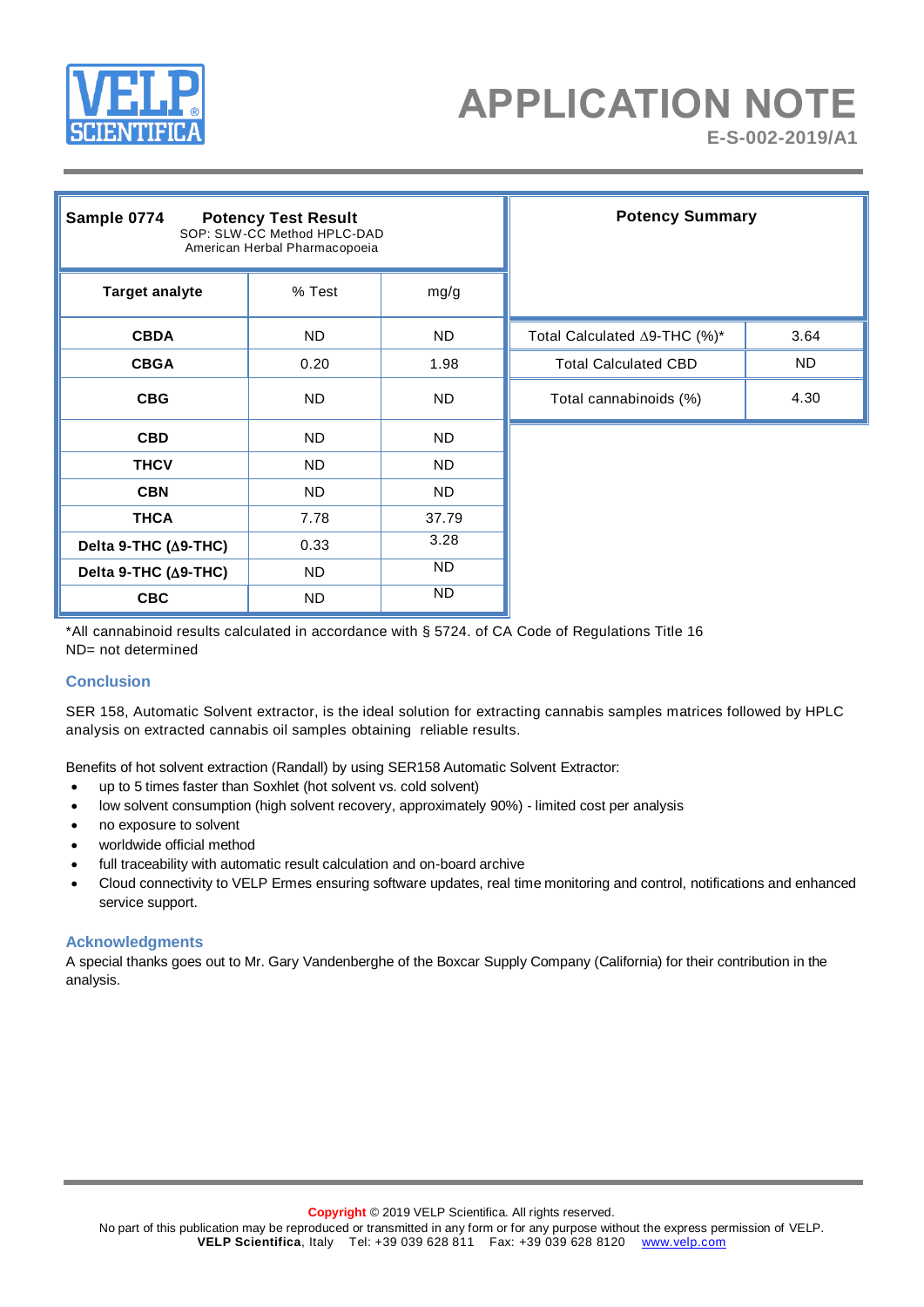| Sample 0774 | Potency Test Result<br>SOP: SLW-CC Method HPLC-DAD<br>American Herbal Pharmacopoeia | |
|---|---|---|
| **Target analyte** | % Test | mg/g |
| **CBDA** | ND | ND |
| **CBGA** | 0.20 | 1.98 |
| **CBG** | ND | ND |
| **CBD** | ND | ND |
| **THCV** | ND | ND |
| **CBN** | ND | ND |
| **THCA** | 7.78 | 37.79 |
| **Delta 9-THC (Δ9-THC)** | 0.33 | 3.28 |
| **Delta 9-THC (Δ9-THC)** | ND | ND |
| **CBC** | ND | ND |

| **Potency Summary** | |
|---|---|
| Total Calculated Δ9-THC (%)* | 3.64 |
| Total Calculated CBD | ND |
| Total cannabinoids (%) | 4.30 |

*All cannabinoid results calculated in accordance with § 5724. of CA Code of Regulations Title 16
ND= not determined

## Conclusion

SER 158, Automatic Solvent extractor, is the ideal solution for extracting cannabis samples matrices followed by HPLC analysis on extracted cannabis oil samples obtaining reliable results.

Benefits of hot solvent extraction (Randall) by using SER158 Automatic Solvent Extractor:

- up to 5 times faster than Soxhlet (hot solvent vs. cold solvent)
- low solvent consumption (high solvent recovery, approximately 90%) - limited cost per analysis
- no exposure to solvent
- worldwide official method
- full traceability with automatic result calculation and on-board archive
- Cloud connectivity to VELP Ermes ensuring software updates, real time monitoring and control, notifications and enhanced service support.

## Acknowledgments

A special thanks goes out to Mr. Gary Vandenberghe of the Boxcar Supply Company (California) for their contribution in the analysis.